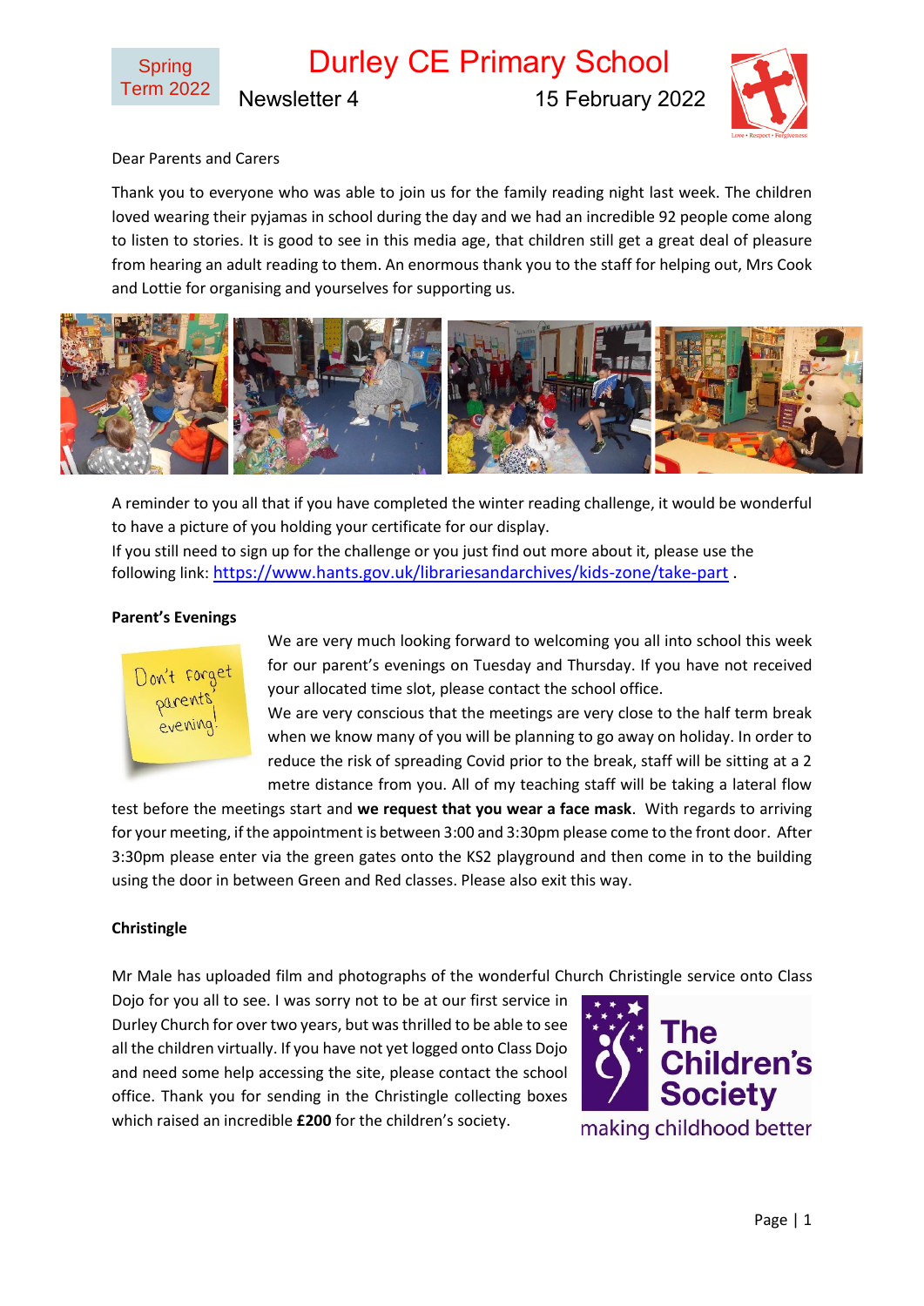Spring Term 2022

# Durley CE Primary School

Newsletter 4 15 February 2022

Dear Parents and Carers

Thank you to everyone who was able to join us for the family reading night last week. The children loved wearing their pyjamas in school during the day and we had an incredible 92 people come along to listen to stories. It is good to see in this media age, that children still get a great deal of pleasure from hearing an adult reading to them. An enormous thank you to the staff for helping out, Mrs Cook and Lottie for organising and yourselves for supporting us.

A reminder to you all that if you have completed the winter reading challenge, it would be wonderful to have a picture of you holding your certificate for our display.
If you still need to sign up for the challenge or you just find out more about it, please use the following link: https://www.hants.gov.uk/librariesandarchives/kids-zone/take-part .

**Parent's Evenings**

We are very much looking forward to welcoming you all into school this week for our parent's evenings on Tuesday and Thursday. If you have not received your allocated time slot, please contact the school office.
We are very conscious that the meetings are very close to the half term break when we know many of you will be planning to go away on holiday. In order to reduce the risk of spreading Covid prior to the break, staff will be sitting at a 2 metre distance from you. All of my teaching staff will be taking a lateral flow test before the meetings start and **we request that you wear a face mask**. With regards to arriving for your meeting, if the appointment is between 3:00 and 3:30pm please come to the front door. After 3:30pm please enter via the green gates onto the KS2 playground and then come in to the building using the door in between Green and Red classes. Please also exit this way.

**Christingle**

Mr Male has uploaded film and photographs of the wonderful Church Christingle service onto Class Dojo for you all to see. I was sorry not to be at our first service in Durley Church for over two years, but was thrilled to be able to see all the children virtually. If you have not yet logged onto Class Dojo and need some help accessing the site, please contact the school office. Thank you for sending in the Christingle collecting boxes which raised an incredible **£200** for the children's society.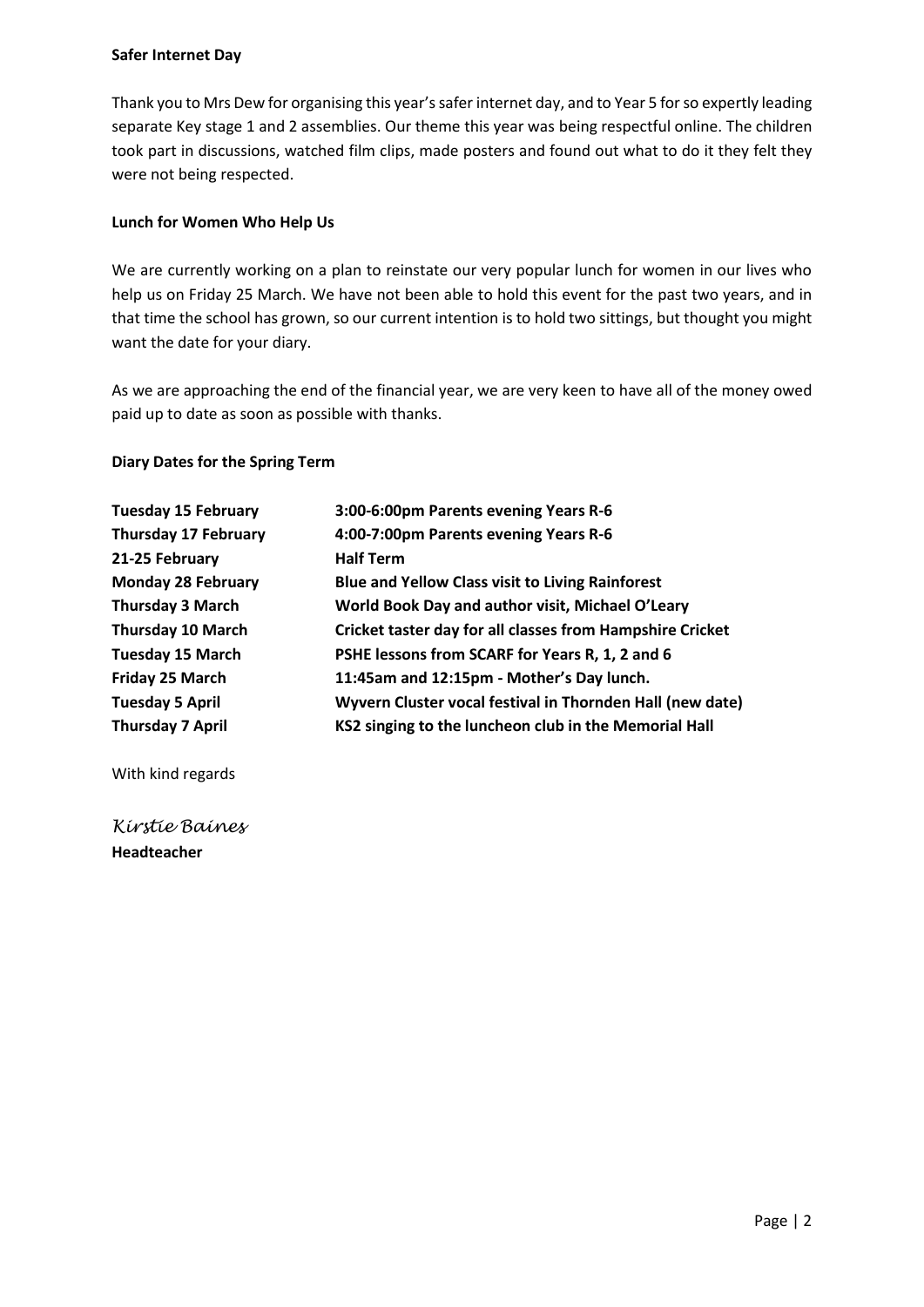**Safer Internet Day**

Thank you to Mrs Dew for organising this year's safer internet day, and to Year 5 for so expertly leading separate Key stage 1 and 2 assemblies. Our theme this year was being respectful online. The children took part in discussions, watched film clips, made posters and found out what to do it they felt they were not being respected.

**Lunch for Women Who Help Us**

We are currently working on a plan to reinstate our very popular lunch for women in our lives who help us on Friday 25 March. We have not been able to hold this event for the past two years, and in that time the school has grown, so our current intention is to hold two sittings, but thought you might want the date for your diary.

As we are approaching the end of the financial year, we are very keen to have all of the money owed paid up to date as soon as possible with thanks.

**Diary Dates for the Spring Term**

| | |
|---|---|
| **Tuesday 15 February** | **3:00-6:00pm Parents evening Years R-6** |
| **Thursday 17 February** | **4:00-7:00pm Parents evening Years R-6** |
| **21-25 February** | **Half Term** |
| **Monday 28 February** | **Blue and Yellow Class visit to Living Rainforest** |
| **Thursday 3 March** | **World Book Day and author visit, Michael O'Leary** |
| **Thursday 10 March** | **Cricket taster day for all classes from Hampshire Cricket** |
| **Tuesday 15 March** | **PSHE lessons from SCARF for Years R, 1, 2 and 6** |
| **Friday 25 March** | **11:45am and 12:15pm - Mother's Day lunch.** |
| **Tuesday 5 April** | **Wyvern Cluster vocal festival in Thornden Hall (new date)** |
| **Thursday 7 April** | **KS2 singing to the luncheon club in the Memorial Hall** |

With kind regards

*Kirstie Baines*

**Headteacher**